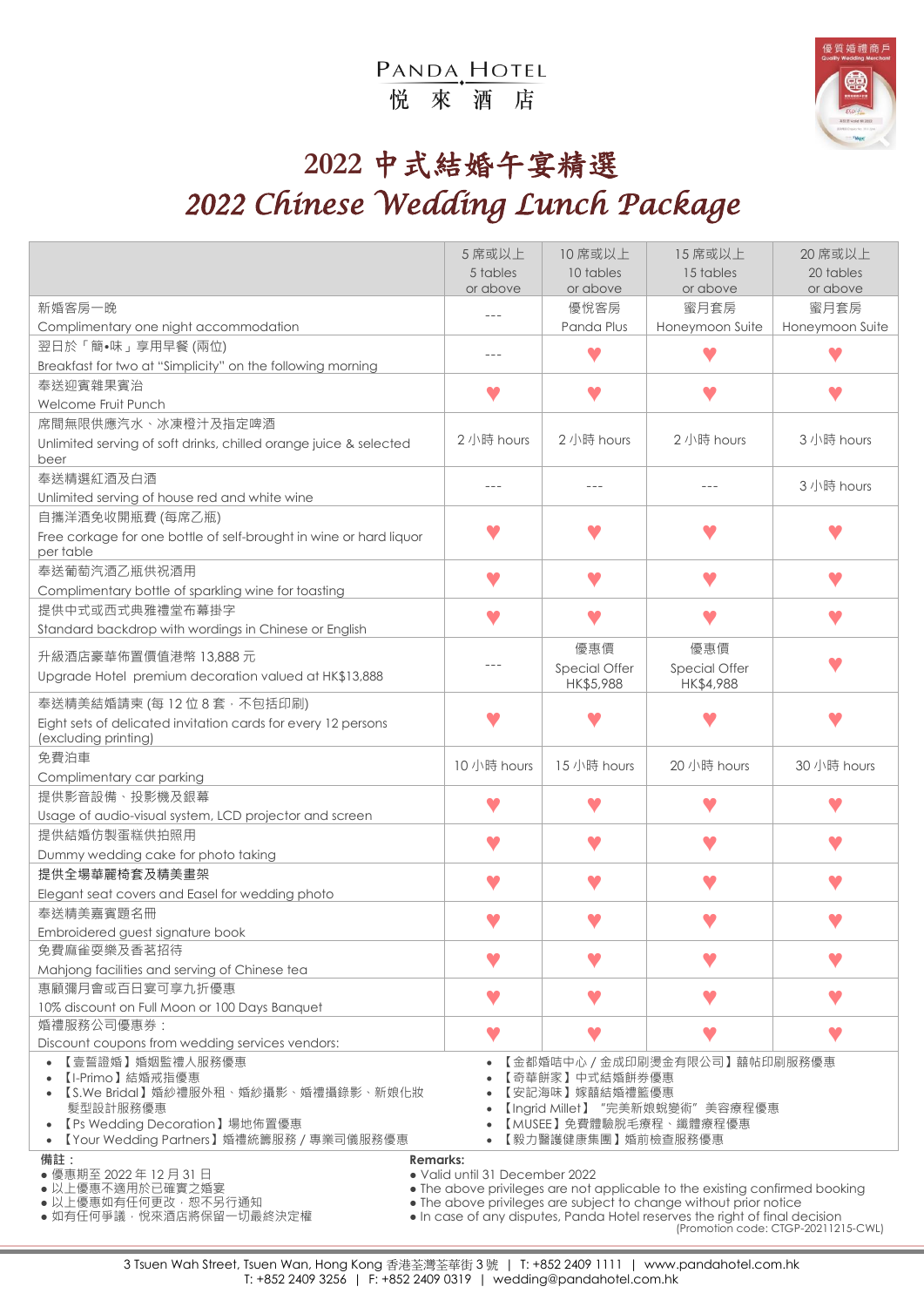PANDA HOTEL
悅 來 酒 店

優質婚禮商戶 Quality Wedding Merchant

# 2022 中式結婚午宴精選
# *2022 Chinese Wedding Lunch Package*

| | 5 席或以上 5 tables or above | 10 席或以上 10 tables or above | 15 席或以上 15 tables or above | 20 席或以上 20 tables or above |
|---|---|---|---|---|
| 新婚客房一晚 Complimentary one night accommodation | --- | 優悅客房 Panda Plus | 蜜月套房 Honeymoon Suite | 蜜月套房 Honeymoon Suite |
| 翌日於「簡•味」享用早餐 (兩位) Breakfast for two at "Simplicity" on the following morning | --- | ♥ | ♥ | ♥ |
| 奉送迎賓雜果賓治 Welcome Fruit Punch | ♥ | ♥ | ♥ | ♥ |
| 席間無限供應汽水、冰凍橙汁及指定啤酒 Unlimited serving of soft drinks, chilled orange juice & selected beer | 2 小時 hours | 2 小時 hours | 2 小時 hours | 3 小時 hours |
| 奉送精選紅酒及白酒 Unlimited serving of house red and white wine | --- | --- | --- | 3 小時 hours |
| 自攜洋酒免收開瓶費 (每席乙瓶) Free corkage for one bottle of self-brought in wine or hard liquor per table | ♥ | ♥ | ♥ | ♥ |
| 奉送葡萄汽酒乙瓶供祝酒用 Complimentary bottle of sparkling wine for toasting | ♥ | ♥ | ♥ | ♥ |
| 提供中式或西式典雅禮堂布幕掛字 Standard backdrop with wordings in Chinese or English | ♥ | ♥ | ♥ | ♥ |
| 升級酒店豪華佈置價值港幣 13,888 元 Upgrade Hotel premium decoration valued at HK$13,888 | --- | 優惠價 Special Offer HK$5,988 | 優惠價 Special Offer HK$4,988 | ♥ |
| 奉送精美結婚請柬 (每 12 位 8 套，不包括印刷) Eight sets of delicated invitation cards for every 12 persons (excluding printing) | ♥ | ♥ | ♥ | ♥ |
| 免費泊車 Complimentary car parking | 10 小時 hours | 15 小時 hours | 20 小時 hours | 30 小時 hours |
| 提供影音設備、投影機及銀幕 Usage of audio-visual system, LCD projector and screen | ♥ | ♥ | ♥ | ♥ |
| 提供結婚仿製蛋糕供拍照用 Dummy wedding cake for photo taking | ♥ | ♥ | ♥ | ♥ |
| 提供全場華麗椅套及精美畫架 Elegant seat covers and Easel for wedding photo | ♥ | ♥ | ♥ | ♥ |
| 奉送精美嘉賓題名冊 Embroidered guest signature book | ♥ | ♥ | ♥ | ♥ |
| 免費麻雀耍樂及香茗招待 Mahjong facilities and serving of Chinese tea | ♥ | ♥ | ♥ | ♥ |
| 惠顧彌月會或百日宴可享九折優惠 10% discount on Full Moon or 100 Days Banquet | ♥ | ♥ | ♥ | ♥ |
| 婚禮服務公司優惠券： Discount coupons from wedding services vendors: | ♥ | ♥ | ♥ | ♥ |

- 【壹誓證婚】婚姻監禮人服務優惠
- 【I-Primo】結婚戒指優惠
- 【S.We Bridal】婚紗禮服外租、婚紗攝影、婚禮攝錄影、新娘化妝髮型設計服務優惠
- 【Ps Wedding Decoration】場地佈置優惠
- 【Your Wedding Partners】婚禮統籌服務 / 專業司儀服務優惠
- 【金都婚咭中心 / 金成印刷燙金有限公司】囍帖印刷服務優惠
- 【奇華餅家】中式結婚餅券優惠
- 【安記海味】嫁囍結婚禮籃優惠
- 【Ingrid Millet】"完美新娘蛻變術" 美容療程優惠
- 【MUSEE】免費體驗脫毛療程、纖體療程優惠
- 【毅力醫護健康集團】婚前檢查服務優惠

**備註：**
- 優惠期至 2022 年 12 月 31 日
- 以上優惠不適用於已確實之婚宴
- 以上優惠如有任何更改，恕不另行通知
- 如有任何爭議，悅來酒店將保留一切最終決定權

**Remarks:**
- Valid until 31 December 2022
- The above privileges are not applicable to the existing confirmed booking
- The above privileges are subject to change without prior notice
- In case of any disputes, Panda Hotel reserves the right of final decision

(Promotion code: CTGP-20211215-CWL)

3 Tsuen Wah Street, Tsuen Wan, Hong Kong 香港荃灣荃華街 3 號 | T: +852 2409 1111 | www.pandahotel.com.hk
T: +852 2409 3256 | F: +852 2409 0319 | wedding@pandahotel.com.hk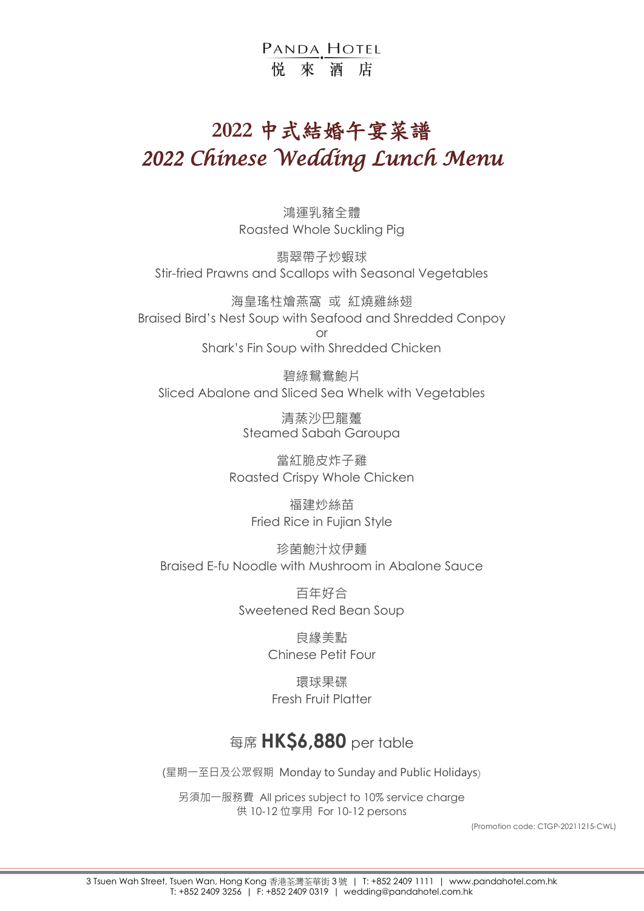PANDA HOTEL
悅 來 酒 店

# 2022 中式結婚午宴菜譜
# *2022 Chinese Wedding Lunch Menu*

鴻運乳豬全體
Roasted Whole Suckling Pig

翡翠帶子炒蝦球
Stir-fried Prawns and Scallops with Seasonal Vegetables

海皇瑤柱燴燕窩 或 紅燒雞絲翅
Braised Bird's Nest Soup with Seafood and Shredded Conpoy
or
Shark's Fin Soup with Shredded Chicken

碧綠鴛鴦鮑片
Sliced Abalone and Sliced Sea Whelk with Vegetables

清蒸沙巴龍躉
Steamed Sabah Garoupa

當紅脆皮炸子雞
Roasted Crispy Whole Chicken

福建炒絲苗
Fried Rice in Fujian Style

珍菌鮑汁炆伊麵
Braised E-fu Noodle with Mushroom in Abalone Sauce

百年好合
Sweetened Red Bean Soup

良緣美點
Chinese Petit Four

環球果碟
Fresh Fruit Platter

## 每席 **HK$6,880** per table

(星期一至日及公眾假期 Monday to Sunday and Public Holidays)

另須加一服務費 All prices subject to 10% service charge
供 10-12 位享用 For 10-12 persons

(Promotion code: CTGP-20211215-CWL)

3 Tsuen Wah Street, Tsuen Wan, Hong Kong 香港荃灣荃華街 3 號 | T: +852 2409 1111 | www.pandahotel.com.hk
T: +852 2409 3256 | F: +852 2409 0319 | wedding@pandahotel.com.hk